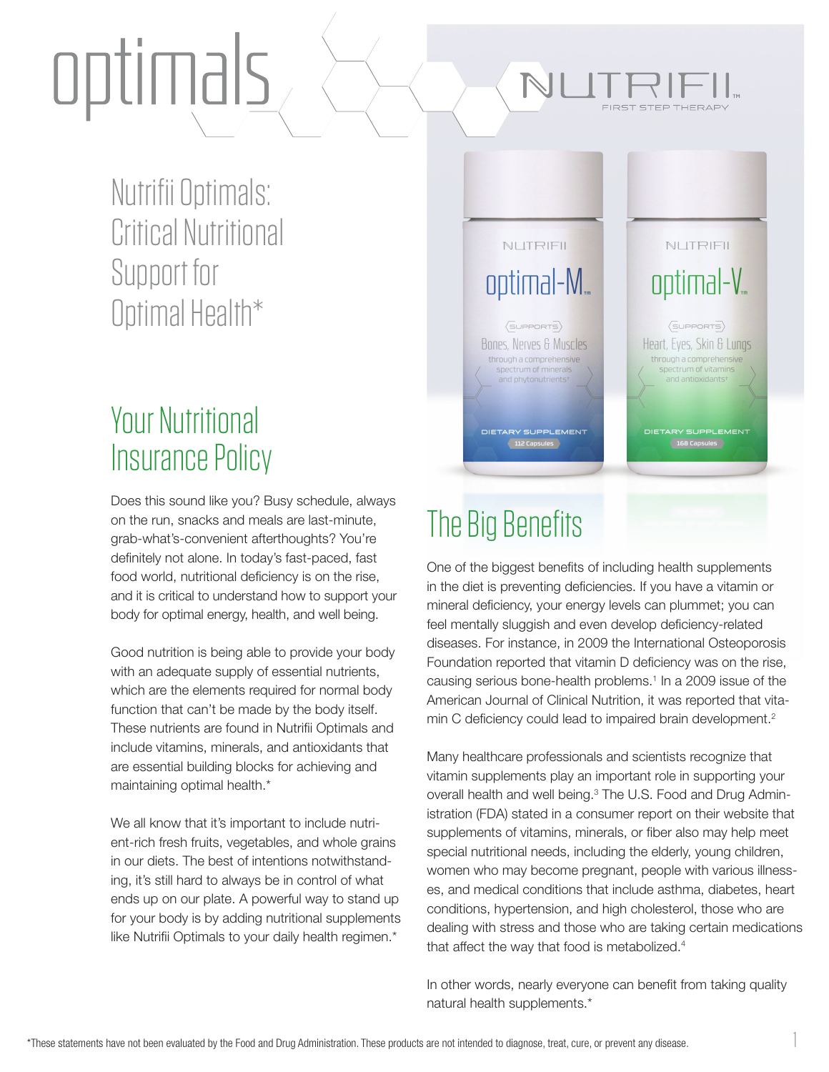# optimals

## Nutrifii Optimals: Critical Nutritional Support for Optimal Health*

NUTRIFII
FIRST STEP THERAPY

NUTRIFII
optimal-M
SUPPORTS
Bones, Nerves & Muscles
through a comprehensive spectrum of minerals and phytonutrients*
DIETARY SUPPLEMENT
112 Capsules

NUTRIFII
optimal-V
SUPPORTS
Heart, Eyes, Skin & Lungs
through a comprehensive spectrum of vitamins and antioxidants*
DIETARY SUPPLEMENT
168 Capsules

## Your Nutritional Insurance Policy

Does this sound like you? Busy schedule, always on the run, snacks and meals are last-minute, grab-what's-convenient afterthoughts? You're definitely not alone. In today's fast-paced, fast food world, nutritional deficiency is on the rise, and it is critical to understand how to support your body for optimal energy, health, and well being.

Good nutrition is being able to provide your body with an adequate supply of essential nutrients, which are the elements required for normal body function that can't be made by the body itself. These nutrients are found in Nutrifii Optimals and include vitamins, minerals, and antioxidants that are essential building blocks for achieving and maintaining optimal health.*

We all know that it's important to include nutrient-rich fresh fruits, vegetables, and whole grains in our diets. The best of intentions notwithstanding, it's still hard to always be in control of what ends up on our plate. A powerful way to stand up for your body is by adding nutritional supplements like Nutrifii Optimals to your daily health regimen.*

## The Big Benefits

One of the biggest benefits of including health supplements in the diet is preventing deficiencies. If you have a vitamin or mineral deficiency, your energy levels can plummet; you can feel mentally sluggish and even develop deficiency-related diseases. For instance, in 2009 the International Osteoporosis Foundation reported that vitamin D deficiency was on the rise, causing serious bone-health problems.[1] In a 2009 issue of the American Journal of Clinical Nutrition, it was reported that vitamin C deficiency could lead to impaired brain development.[2]

Many healthcare professionals and scientists recognize that vitamin supplements play an important role in supporting your overall health and well being.[3] The U.S. Food and Drug Administration (FDA) stated in a consumer report on their website that supplements of vitamins, minerals, or fiber also may help meet special nutritional needs, including the elderly, young children, women who may become pregnant, people with various illnesses, and medical conditions that include asthma, diabetes, heart conditions, hypertension, and high cholesterol, those who are dealing with stress and those who are taking certain medications that affect the way that food is metabolized.[4]

In other words, nearly everyone can benefit from taking quality natural health supplements.*

*These statements have not been evaluated by the Food and Drug Administration. These products are not intended to diagnose, treat, cure, or prevent any disease.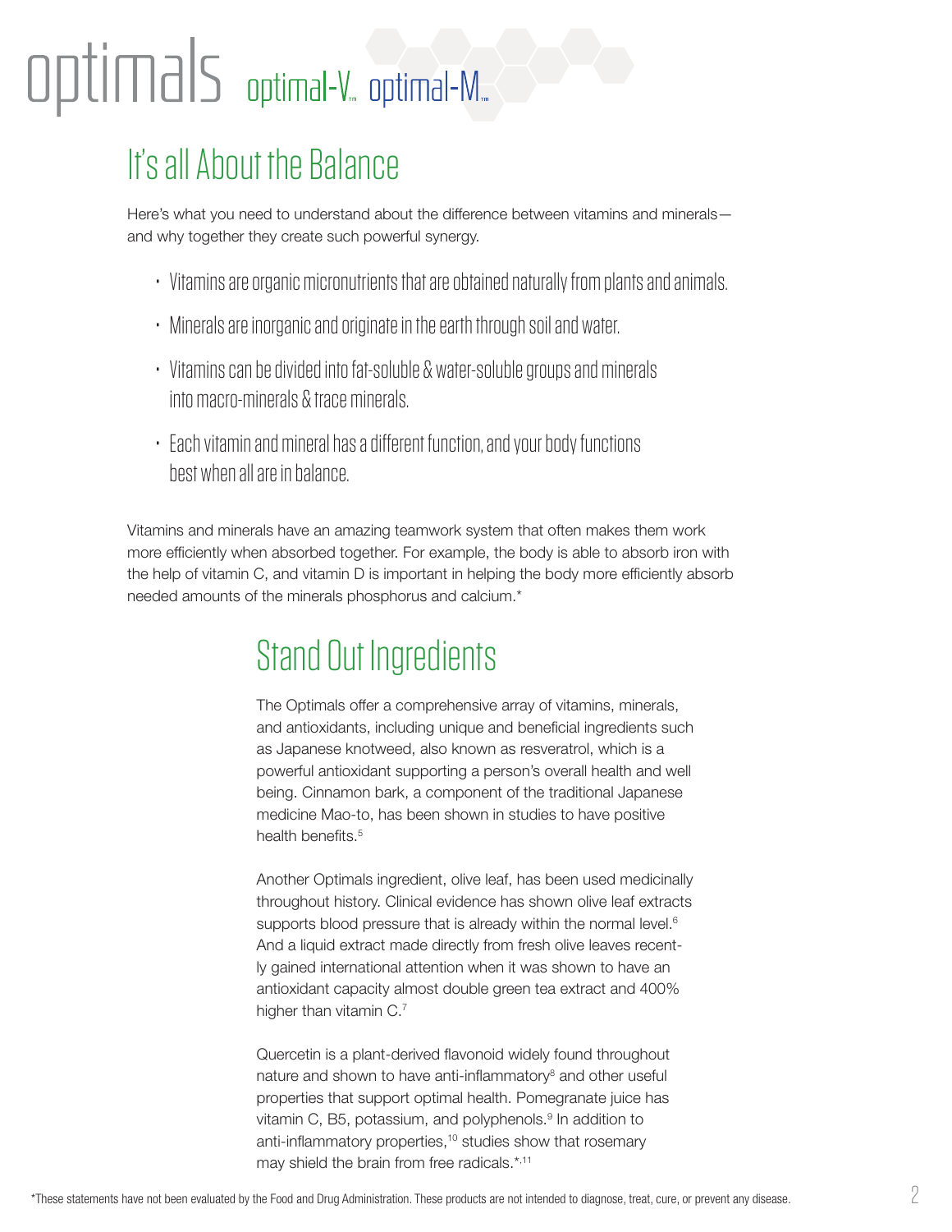# optimals optimal-V™ optimal-M™

## It's all About the Balance

Here's what you need to understand about the difference between vitamins and minerals—and why together they create such powerful synergy.

- Vitamins are organic micronutrients that are obtained naturally from plants and animals.
- Minerals are inorganic and originate in the earth through soil and water.
- Vitamins can be divided into fat-soluble & water-soluble groups and minerals into macro-minerals & trace minerals.
- Each vitamin and mineral has a different function, and your body functions best when all are in balance.

Vitamins and minerals have an amazing teamwork system that often makes them work more efficiently when absorbed together. For example, the body is able to absorb iron with the help of vitamin C, and vitamin D is important in helping the body more efficiently absorb needed amounts of the minerals phosphorus and calcium.*

## Stand Out Ingredients

The Optimals offer a comprehensive array of vitamins, minerals, and antioxidants, including unique and beneficial ingredients such as Japanese knotweed, also known as resveratrol, which is a powerful antioxidant supporting a person's overall health and well being. Cinnamon bark, a component of the traditional Japanese medicine Mao-to, has been shown in studies to have positive health benefits.[5]

Another Optimals ingredient, olive leaf, has been used medicinally throughout history. Clinical evidence has shown olive leaf extracts supports blood pressure that is already within the normal level.[6] And a liquid extract made directly from fresh olive leaves recently gained international attention when it was shown to have an antioxidant capacity almost double green tea extract and 400% higher than vitamin C.[7]

Quercetin is a plant-derived flavonoid widely found throughout nature and shown to have anti-inflammatory[8] and other useful properties that support optimal health. Pomegranate juice has vitamin C, B5, potassium, and polyphenols.[9] In addition to anti-inflammatory properties,[10] studies show that rosemary may shield the brain from free radicals.*[,11]

*These statements have not been evaluated by the Food and Drug Administration. These products are not intended to diagnose, treat, cure, or prevent any disease.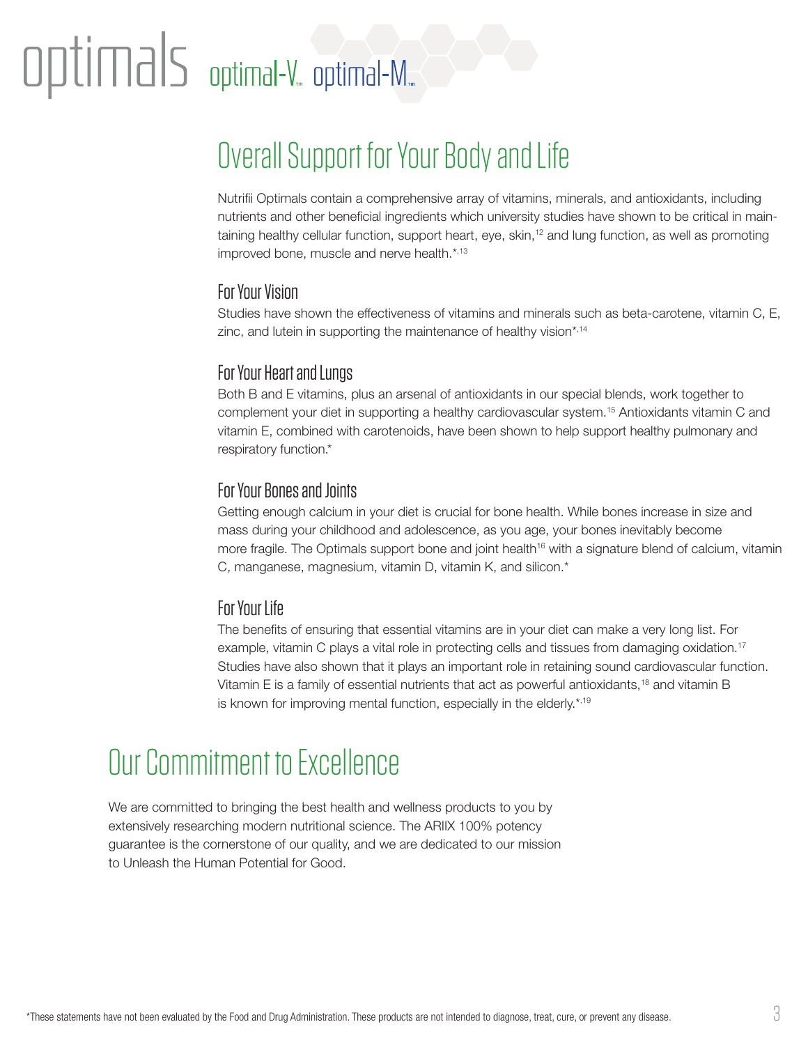# optimals optimal-V™ optimal-M™

## Overall Support for Your Body and Life

Nutrifii Optimals contain a comprehensive array of vitamins, minerals, and antioxidants, including nutrients and other beneficial ingredients which university studies have shown to be critical in maintaining healthy cellular function, support heart, eye, skin,[12] and lung function, as well as promoting improved bone, muscle and nerve health.*[13]

### For Your Vision

Studies have shown the effectiveness of vitamins and minerals such as beta-carotene, vitamin C, E, zinc, and lutein in supporting the maintenance of healthy vision*[14]

### For Your Heart and Lungs

Both B and E vitamins, plus an arsenal of antioxidants in our special blends, work together to complement your diet in supporting a healthy cardiovascular system.[15] Antioxidants vitamin C and vitamin E, combined with carotenoids, have been shown to help support healthy pulmonary and respiratory function.*

### For Your Bones and Joints

Getting enough calcium in your diet is crucial for bone health. While bones increase in size and mass during your childhood and adolescence, as you age, your bones inevitably become more fragile. The Optimals support bone and joint health[16] with a signature blend of calcium, vitamin C, manganese, magnesium, vitamin D, vitamin K, and silicon.*

### For Your Life

The benefits of ensuring that essential vitamins are in your diet can make a very long list. For example, vitamin C plays a vital role in protecting cells and tissues from damaging oxidation.[17] Studies have also shown that it plays an important role in retaining sound cardiovascular function. Vitamin E is a family of essential nutrients that act as powerful antioxidants,[18] and vitamin B is known for improving mental function, especially in the elderly.*[19]

## Our Commitment to Excellence

We are committed to bringing the best health and wellness products to you by extensively researching modern nutritional science. The ARIIX 100% potency guarantee is the cornerstone of our quality, and we are dedicated to our mission to Unleash the Human Potential for Good.

*These statements have not been evaluated by the Food and Drug Administration. These products are not intended to diagnose, treat, cure, or prevent any disease.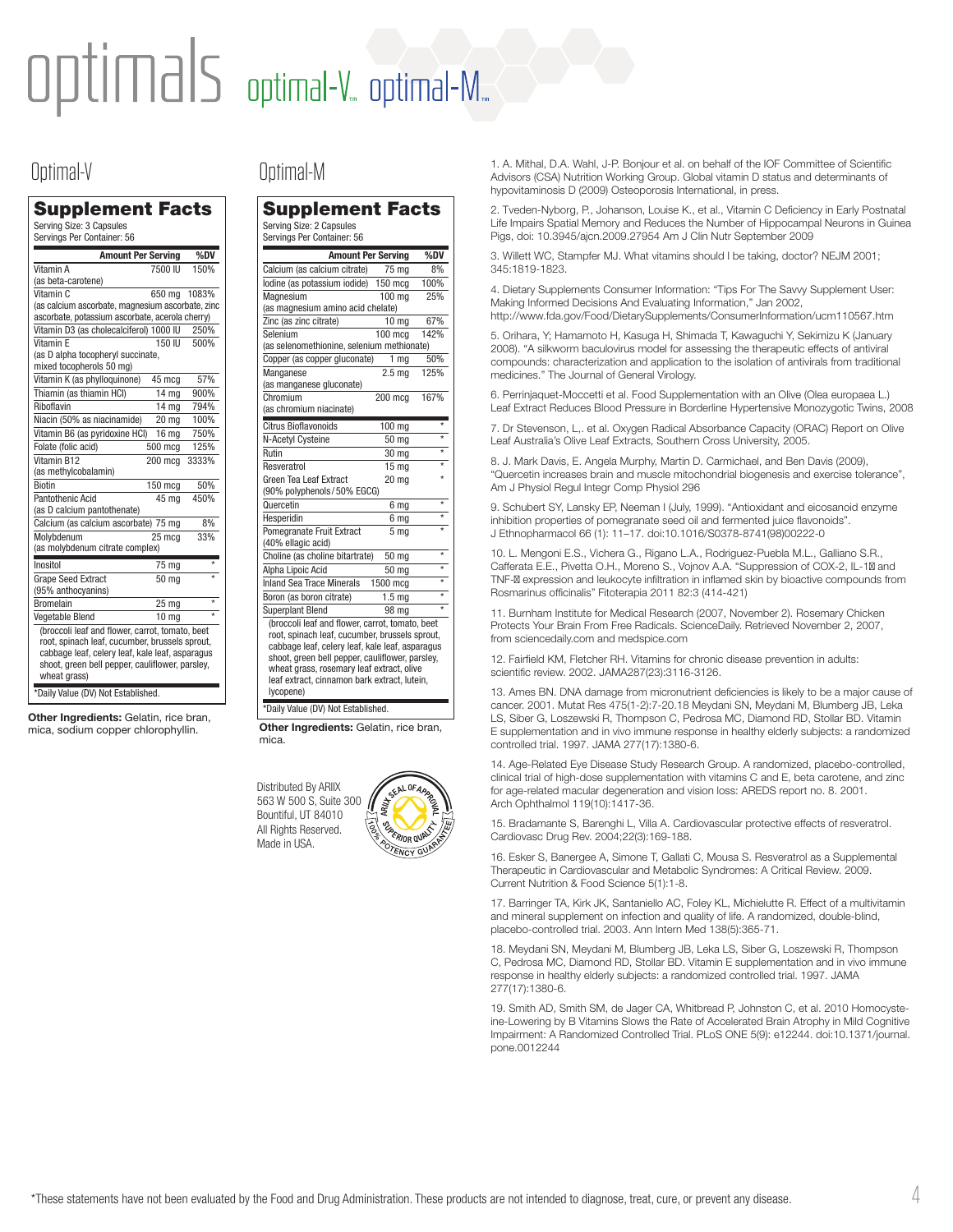# optimals optimal-V™ optimal-M™

## Optimal-V

### Supplement Facts

Serving Size: 3 Capsules
Servings Per Container: 56

| | Amount Per Serving | %DV |
|---|---|---|
| Vitamin A (as beta-carotene) | 7500 IU | 150% |
| Vitamin C (as calcium ascorbate, magnesium ascorbate, zinc ascorbate, potassium ascorbate, acerola cherry) | 650 mg | 1083% |
| Vitamin D3 (as cholecalciferol) | 1000 IU | 250% |
| Vitamin E (as D alpha tocopheryl succinate, mixed tocopherols 50 mg) | 150 IU | 500% |
| Vitamin K (as phylloquinone) | 45 mcg | 57% |
| Thiamin (as thiamin HCl) | 14 mg | 900% |
| Riboflavin | 14 mg | 794% |
| Niacin (50% as niacinamide) | 20 mg | 100% |
| Vitamin B6 (as pyridoxine HCl) | 16 mg | 750% |
| Folate (folic acid) | 500 mcg | 125% |
| Vitamin B12 (as methylcobalamin) | 200 mcg | 3333% |
| Biotin | 150 mcg | 50% |
| Pantothenic Acid (as D calcium pantothenate) | 45 mg | 450% |
| Calcium (as calcium ascorbate) | 75 mg | 8% |
| Molybdenum (as molybdenum citrate complex) | 25 mcg | 33% |
| Inositol | 75 mg | * |
| Grape Seed Extract (95% anthocyanins) | 50 mg | * |
| Bromelain | 25 mg | * |
| Vegetable Blend (broccoli leaf and flower, carrot, tomato, beet root, spinach leaf, cucumber, brussels sprout, cabbage leaf, celery leaf, kale leaf, asparagus shoot, green bell pepper, cauliflower, parsley, wheat grass) | 10 mg | * |

*Daily Value (DV) Not Established.

**Other Ingredients:** Gelatin, rice bran, mica, sodium copper chlorophyllin.

## Optimal-M

### Supplement Facts

Serving Size: 2 Capsules
Servings Per Container: 56

| | Amount Per Serving | %DV |
|---|---|---|
| Calcium (as calcium citrate) | 75 mg | 8% |
| Iodine (as potassium iodide) | 150 mcg | 100% |
| Magnesium (as magnesium amino acid chelate) | 100 mg | 25% |
| Zinc (as zinc citrate) | 10 mg | 67% |
| Selenium (as selenomethionine, selenium methionate) | 100 mcg | 142% |
| Copper (as copper gluconate) | 1 mg | 50% |
| Manganese (as manganese gluconate) | 2.5 mg | 125% |
| Chromium (as chromium niacinate) | 200 mcg | 167% |
| Citrus Bioflavonoids | 100 mg | * |
| N-Acetyl Cysteine | 50 mg | * |
| Rutin | 30 mg | * |
| Resveratrol | 15 mg | * |
| Green Tea Leaf Extract (90% polyphenols/50% EGCG) | 20 mg | * |
| Quercetin | 6 mg | * |
| Hesperidin | 6 mg | * |
| Pomegranate Fruit Extract (40% ellagic acid) | 5 mg | * |
| Choline (as choline bitartrate) | 50 mg | * |
| Alpha Lipoic Acid | 50 mg | * |
| Inland Sea Trace Minerals | 1500 mcg | * |
| Boron (as boron citrate) | 1.5 mg | * |
| Superplant Blend (broccoli leaf and flower, carrot, tomato, beet root, spinach leaf, cucumber, brussels sprout, cabbage leaf, celery leaf, kale leaf, asparagus shoot, green bell pepper, cauliflower, parsley, wheat grass, rosemary leaf extract, olive leaf extract, cinnamon bark extract, lutein, lycopene) | 98 mg | * |

*Daily Value (DV) Not Established.

**Other Ingredients:** Gelatin, rice bran, mica.

Distributed By ARIIX
563 W 500 S, Suite 300
Bountiful, UT 84010
All Rights Reserved.
Made in USA.

ARIIX SEAL OF APPROVAL – SUPERIOR QUALITY – 100% POTENCY GUARANTEE

1. A. Mithal, D.A. Wahl, J-P. Bonjour et al. on behalf of the IOF Committee of Scientific Advisors (CSA) Nutrition Working Group. Global vitamin D status and determinants of hypovitaminosis D (2009) Osteoporosis International, in press.

2. Tveden-Nyborg, P., Johanson, Louise K., et al., Vitamin C Deficiency in Early Postnatal Life Impairs Spatial Memory and Reduces the Number of Hippocampal Neurons in Guinea Pigs, doi: 10.3945/ajcn.2009.27954 Am J Clin Nutr September 2009

3. Willett WC, Stampfer MJ. What vitamins should I be taking, doctor? NEJM 2001; 345:1819-1823.

4. Dietary Supplements Consumer Information: "Tips For The Savvy Supplement User: Making Informed Decisions And Evaluating Information," Jan 2002, http://www.fda.gov/Food/DietarySupplements/ConsumerInformation/ucm110567.htm

5. Orihara, Y; Hamamoto H, Kasuga H, Shimada T, Kawaguchi Y, Sekimizu K (January 2008). "A silkworm baculovirus model for assessing the therapeutic effects of antiviral compounds: characterization and application to the isolation of antivirals from traditional medicines." The Journal of General Virology.

6. Perrinjaquet-Moccetti et al. Food Supplementation with an Olive (Olea europaea L.) Leaf Extract Reduces Blood Pressure in Borderline Hypertensive Monozygotic Twins, 2008

7. Dr Stevenson, L,. et al. Oxygen Radical Absorbance Capacity (ORAC) Report on Olive Leaf Australia's Olive Leaf Extracts, Southern Cross University, 2005.

8. J. Mark Davis, E. Angela Murphy, Martin D. Carmichael, and Ben Davis (2009), "Quercetin increases brain and muscle mitochondrial biogenesis and exercise tolerance", Am J Physiol Regul Integr Comp Physiol 296

9. Schubert SY, Lansky EP, Neeman I (July, 1999). "Antioxidant and eicosanoid enzyme inhibition properties of pomegranate seed oil and fermented juice flavonoids". J Ethnopharmacol 66 (1): 11–17. doi:10.1016/S0378-8741(98)00222-0

10. L. Mengoni E.S., Vichera G., Rigano L.A., Rodriguez-Puebla M.L., Galliano S.R., Cafferata E.E., Pivetta O.H., Moreno S., Vojnov A.A. "Suppression of COX-2, IL-1β and TNF-α expression and leukocyte infiltration in inflamed skin by bioactive compounds from Rosmarinus officinalis" Fitoterapia 2011 82:3 (414-421)

11. Burnham Institute for Medical Research (2007, November 2). Rosemary Chicken Protects Your Brain From Free Radicals. ScienceDaily. Retrieved November 2, 2007, from sciencedaily.com and medspice.com

12. Fairfield KM, Fletcher RH. Vitamins for chronic disease prevention in adults: scientific review. 2002. JAMA287(23):3116-3126.

13. Ames BN. DNA damage from micronutrient deficiencies is likely to be a major cause of cancer. 2001. Mutat Res 475(1-2):7-20.18 Meydani SN, Meydani M, Blumberg JB, Leka LS, Siber G, Loszewski R, Thompson C, Pedrosa MC, Diamond RD, Stollar BD. Vitamin E supplementation and in vivo immune response in healthy elderly subjects: a randomized controlled trial. 1997. JAMA 277(17):1380-6.

14. Age-Related Eye Disease Study Research Group. A randomized, placebo-controlled, clinical trial of high-dose supplementation with vitamins C and E, beta carotene, and zinc for age-related macular degeneration and vision loss: AREDS report no. 8. 2001. Arch Ophthalmol 119(10):1417-36.

15. Bradamante S, Barenghi L, Villa A. Cardiovascular protective effects of resveratrol. Cardiovasc Drug Rev. 2004;22(3):169-188.

16. Esker S, Banergee A, Simone T, Gallati C, Mousa S. Resveratrol as a Supplemental Therapeutic in Cardiovascular and Metabolic Syndromes: A Critical Review. 2009. Current Nutrition & Food Science 5(1):1-8.

17. Barringer TA, Kirk JK, Santaniello AC, Foley KL, Michielutte R. Effect of a multivitamin and mineral supplement on infection and quality of life. A randomized, double-blind, placebo-controlled trial. 2003. Ann Intern Med 138(5):365-71.

18. Meydani SN, Meydani M, Blumberg JB, Leka LS, Siber G, Loszewski R, Thompson C, Pedrosa MC, Diamond RD, Stollar BD. Vitamin E supplementation and in vivo immune response in healthy elderly subjects: a randomized controlled trial. 1997. JAMA 277(17):1380-6.

19. Smith AD, Smith SM, de Jager CA, Whitbread P, Johnston C, et al. 2010 Homocysteine-Lowering by B Vitamins Slows the Rate of Accelerated Brain Atrophy in Mild Cognitive Impairment: A Randomized Controlled Trial. PLoS ONE 5(9): e12244. doi:10.1371/journal.pone.0012244

*These statements have not been evaluated by the Food and Drug Administration. These products are not intended to diagnose, treat, cure, or prevent any disease.